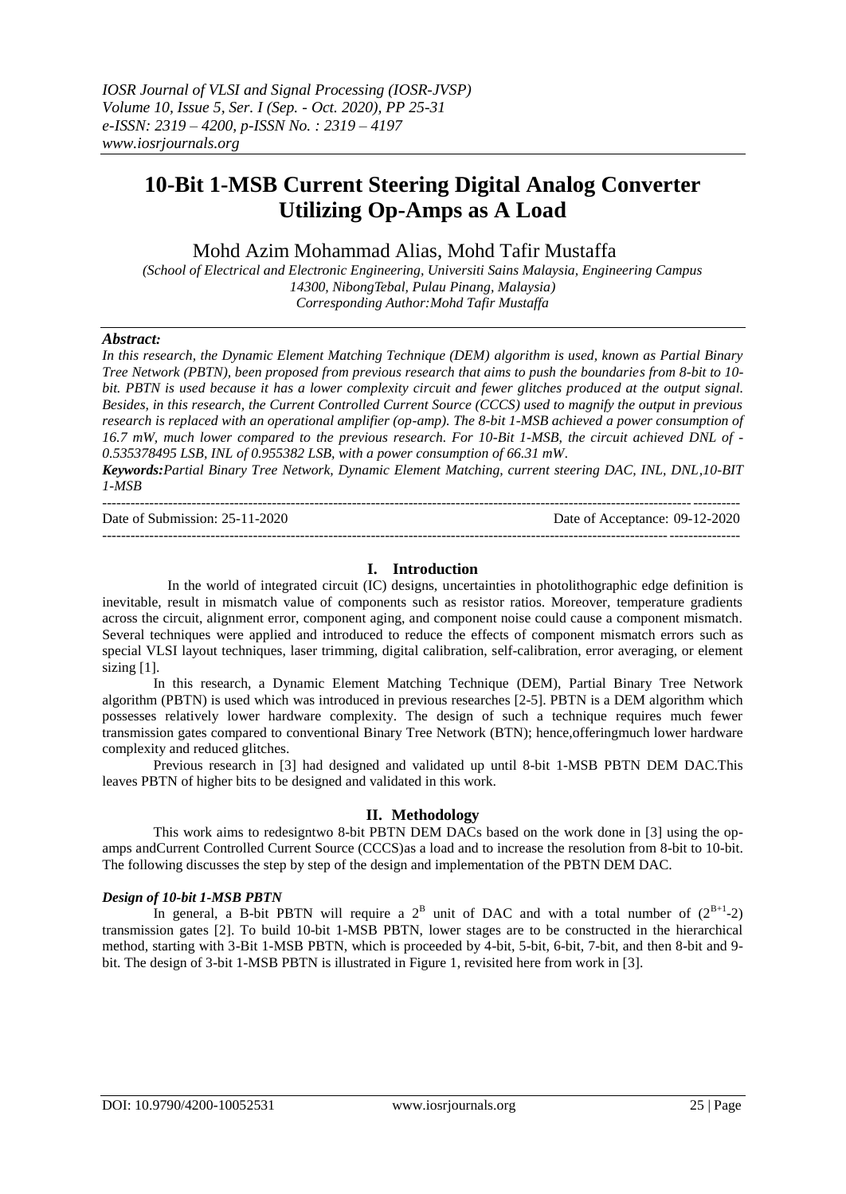# 10-Bit 1-MSB Current Steering Digital Analog Converter Utilizing Op-Amps as A Load

Mohd Azim Mohammad Alias, Mohd Tafir Mustaffa

*(School of Electrical and Electronic Engineering, Universiti Sains Malaysia, Engineering Campus 14300, NibongTebal, Pulau Pinang, Malaysia)*
*Corresponding Author:Mohd Tafir Mustaffa*

***Abstract:***
*In this research, the Dynamic Element Matching Technique (DEM) algorithm is used, known as Partial Binary Tree Network (PBTN), been proposed from previous research that aims to push the boundaries from 8-bit to 10-bit. PBTN is used because it has a lower complexity circuit and fewer glitches produced at the output signal. Besides, in this research, the Current Controlled Current Source (CCCS) used to magnify the output in previous research is replaced with an operational amplifier (op-amp). The 8-bit 1-MSB achieved a power consumption of 16.7 mW, much lower compared to the previous research. For 10-Bit 1-MSB, the circuit achieved DNL of -0.535378495 LSB, INL of 0.955382 LSB, with a power consumption of 66.31 mW.*

***Keywords:****Partial Binary Tree Network, Dynamic Element Matching, current steering DAC, INL, DNL,10-BIT 1-MSB*

---

Date of Submission: 25-11-2020 Date of Acceptance: 09-12-2020

---

## I. Introduction

In the world of integrated circuit (IC) designs, uncertainties in photolithographic edge definition is inevitable, result in mismatch value of components such as resistor ratios. Moreover, temperature gradients across the circuit, alignment error, component aging, and component noise could cause a component mismatch. Several techniques were applied and introduced to reduce the effects of component mismatch errors such as special VLSI layout techniques, laser trimming, digital calibration, self-calibration, error averaging, or element sizing [1].

In this research, a Dynamic Element Matching Technique (DEM), Partial Binary Tree Network algorithm (PBTN) is used which was introduced in previous researches [2-5]. PBTN is a DEM algorithm which possesses relatively lower hardware complexity. The design of such a technique requires much fewer transmission gates compared to conventional Binary Tree Network (BTN); hence,offeringmuch lower hardware complexity and reduced glitches.

Previous research in [3] had designed and validated up until 8-bit 1-MSB PBTN DEM DAC.This leaves PBTN of higher bits to be designed and validated in this work.

## II. Methodology

This work aims to redesigntwo 8-bit PBTN DEM DACs based on the work done in [3] using the op-amps andCurrent Controlled Current Source (CCCS)as a load and to increase the resolution from 8-bit to 10-bit. The following discusses the step by step of the design and implementation of the PBTN DEM DAC.

### *Design of 10-bit 1-MSB PBTN*

In general, a B-bit PBTN will require a $2^B$ unit of DAC and with a total number of $(2^{B+1}-2)$ transmission gates [2]. To build 10-bit 1-MSB PBTN, lower stages are to be constructed in the hierarchical method, starting with 3-Bit 1-MSB PBTN, which is proceeded by 4-bit, 5-bit, 6-bit, 7-bit, and then 8-bit and 9-bit. The design of 3-bit 1-MSB PBTN is illustrated in Figure 1, revisited here from work in [3].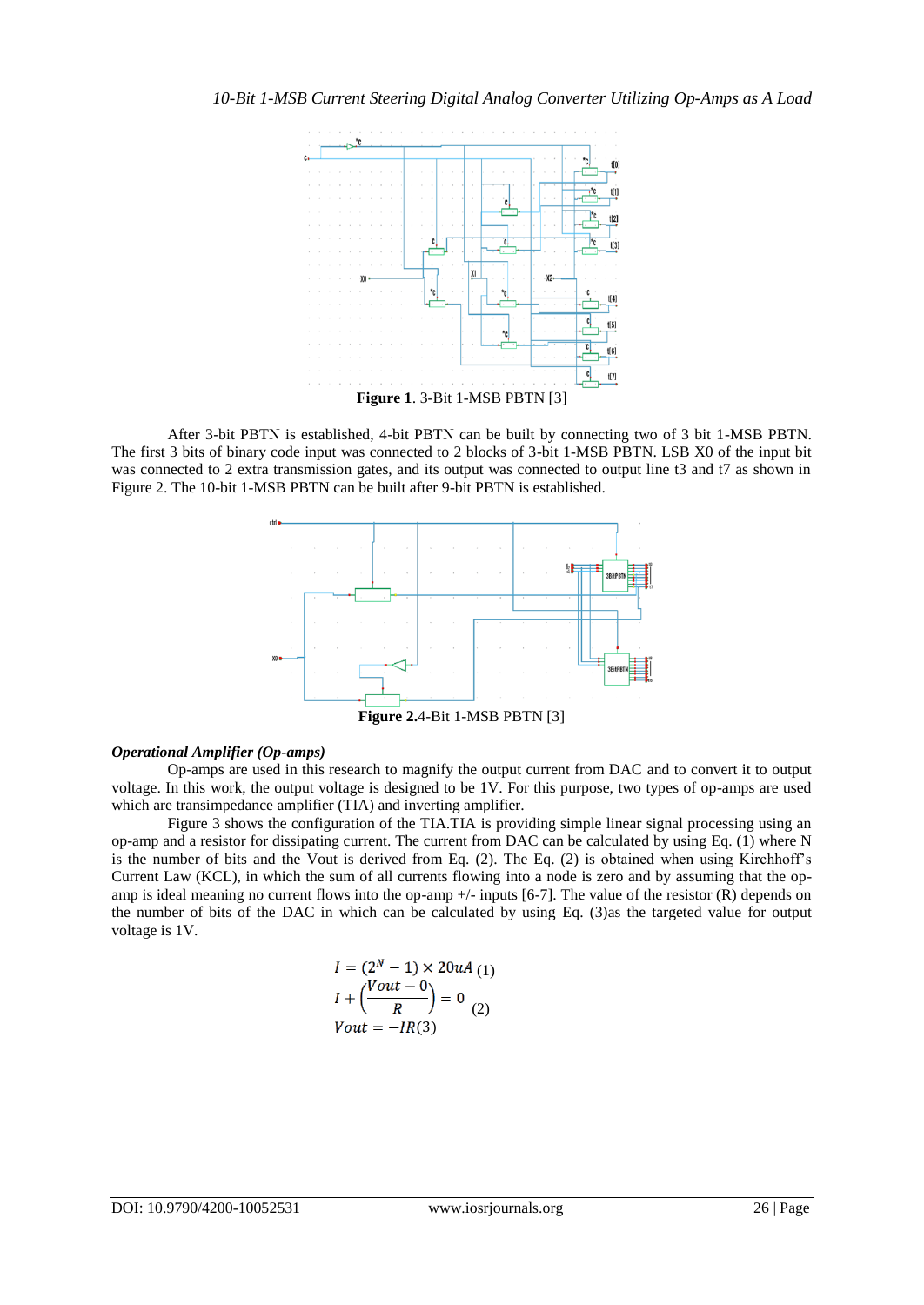**Figure 1**. 3-Bit 1-MSB PBTN [3]

After 3-bit PBTN is established, 4-bit PBTN can be built by connecting two of 3 bit 1-MSB PBTN. The first 3 bits of binary code input was connected to 2 blocks of 3-bit 1-MSB PBTN. LSB X0 of the input bit was connected to 2 extra transmission gates, and its output was connected to output line t3 and t7 as shown in Figure 2. The 10-bit 1-MSB PBTN can be built after 9-bit PBTN is established.

**Figure 2.**4-Bit 1-MSB PBTN [3]

***Operational Amplifier (Op-amps)***

Op-amps are used in this research to magnify the output current from DAC and to convert it to output voltage. In this work, the output voltage is designed to be 1V. For this purpose, two types of op-amps are used which are transimpedance amplifier (TIA) and inverting amplifier.

Figure 3 shows the configuration of the TIA.TIA is providing simple linear signal processing using an op-amp and a resistor for dissipating current. The current from DAC can be calculated by using Eq. (1) where N is the number of bits and the Vout is derived from Eq. (2). The Eq. (2) is obtained when using Kirchhoff's Current Law (KCL), in which the sum of all currents flowing into a node is zero and by assuming that the op-amp is ideal meaning no current flows into the op-amp +/- inputs [6-7]. The value of the resistor (R) depends on the number of bits of the DAC in which can be calculated by using Eq. (3)as the targeted value for output voltage is 1V.

$$I = (2^N - 1) \times 20uA \quad (1)$$

$$I + \left(\frac{Vout - 0}{R}\right) = 0 \quad (2)$$

$$Vout = -IR \quad (3)$$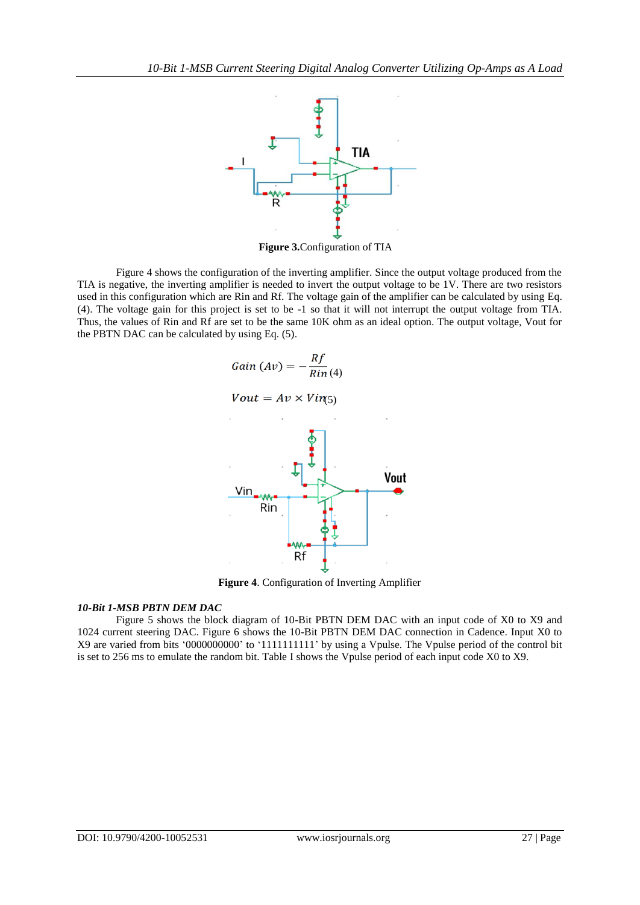**Figure 3.** Configuration of TIA

Figure 4 shows the configuration of the inverting amplifier. Since the output voltage produced from the TIA is negative, the inverting amplifier is needed to invert the output voltage to be 1V. There are two resistors used in this configuration which are Rin and Rf. The voltage gain of the amplifier can be calculated by using Eq. (4). The voltage gain for this project is set to be -1 so that it will not interrupt the output voltage from TIA. Thus, the values of Rin and Rf are set to be the same 10K ohm as an ideal option. The output voltage, Vout for the PBTN DAC can be calculated by using Eq. (5).

$$Gain\ (Av) = -\frac{Rf}{Rin} \quad (4)$$

$$Vout = Av \times Vin \quad (5)$$

**Figure 4**. Configuration of Inverting Amplifier

***10-Bit 1-MSB PBTN DEM DAC***

Figure 5 shows the block diagram of 10-Bit PBTN DEM DAC with an input code of X0 to X9 and 1024 current steering DAC. Figure 6 shows the 10-Bit PBTN DEM DAC connection in Cadence. Input X0 to X9 are varied from bits '0000000000' to '1111111111' by using a Vpulse. The Vpulse period of the control bit is set to 256 ms to emulate the random bit. Table I shows the Vpulse period of each input code X0 to X9.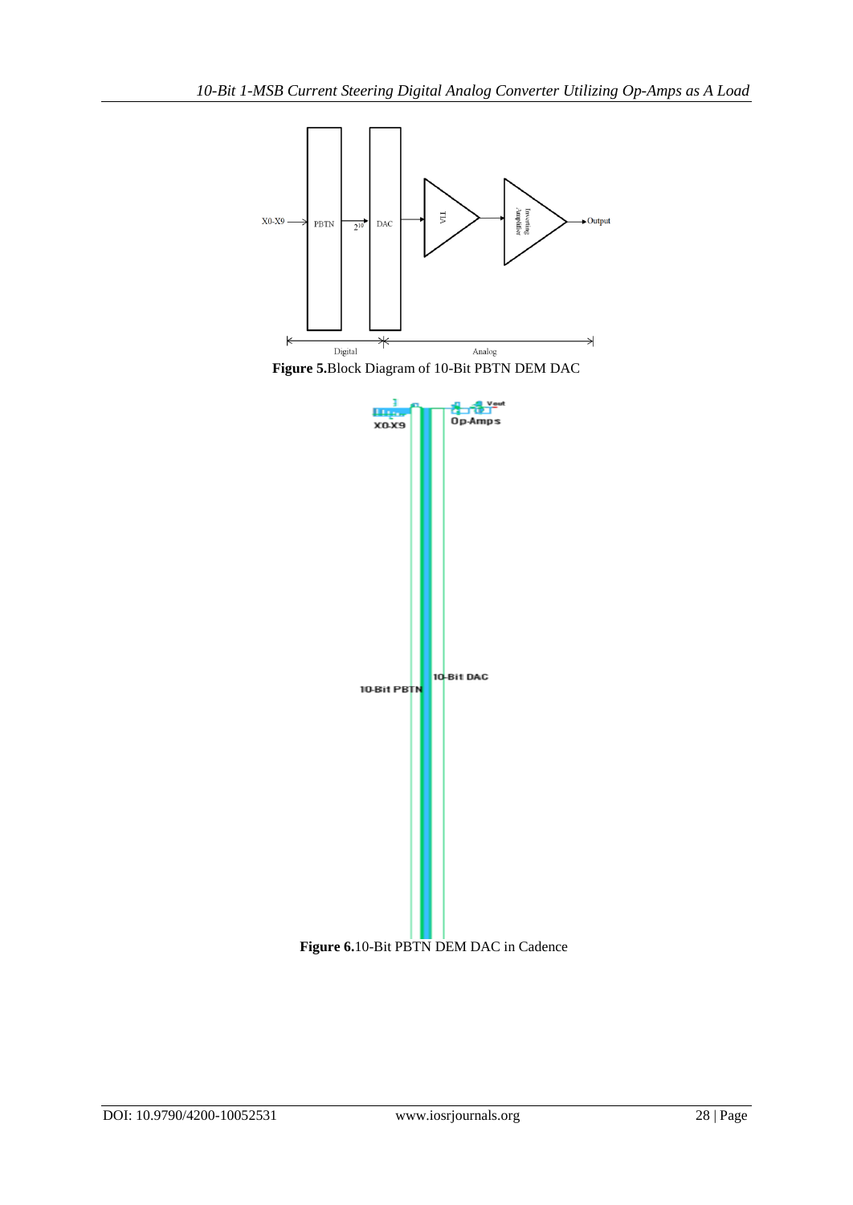**Figure 5.** Block Diagram of 10-Bit PBTN DEM DAC

**Figure 6.** 10-Bit PBTN DEM DAC in Cadence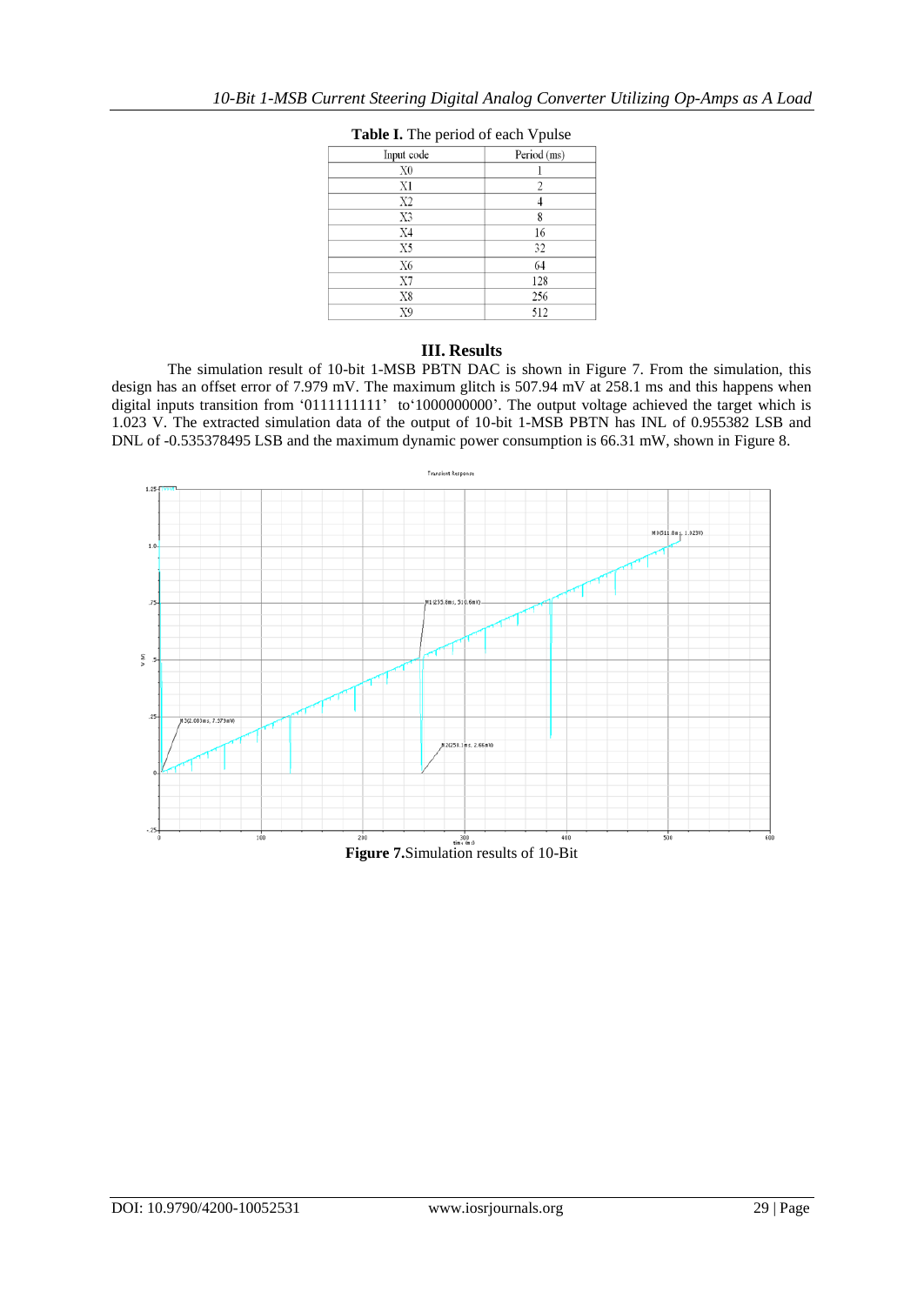**Table I.** The period of each Vpulse

| Input code | Period (ms) |
|---|---|
| X0 | 1 |
| X1 | 2 |
| X2 | 4 |
| X3 | 8 |
| X4 | 16 |
| X5 | 32 |
| X6 | 64 |
| X7 | 128 |
| X8 | 256 |
| X9 | 512 |

## III. Results

The simulation result of 10-bit 1-MSB PBTN DAC is shown in Figure 7. From the simulation, this design has an offset error of 7.979 mV. The maximum glitch is 507.94 mV at 258.1 ms and this happens when digital inputs transition from '0111111111' to'1000000000'. The output voltage achieved the target which is 1.023 V. The extracted simulation data of the output of 10-bit 1-MSB PBTN has INL of 0.955382 LSB and DNL of -0.535378495 LSB and the maximum dynamic power consumption is 66.31 mW, shown in Figure 8.

**Figure 7.**Simulation results of 10-Bit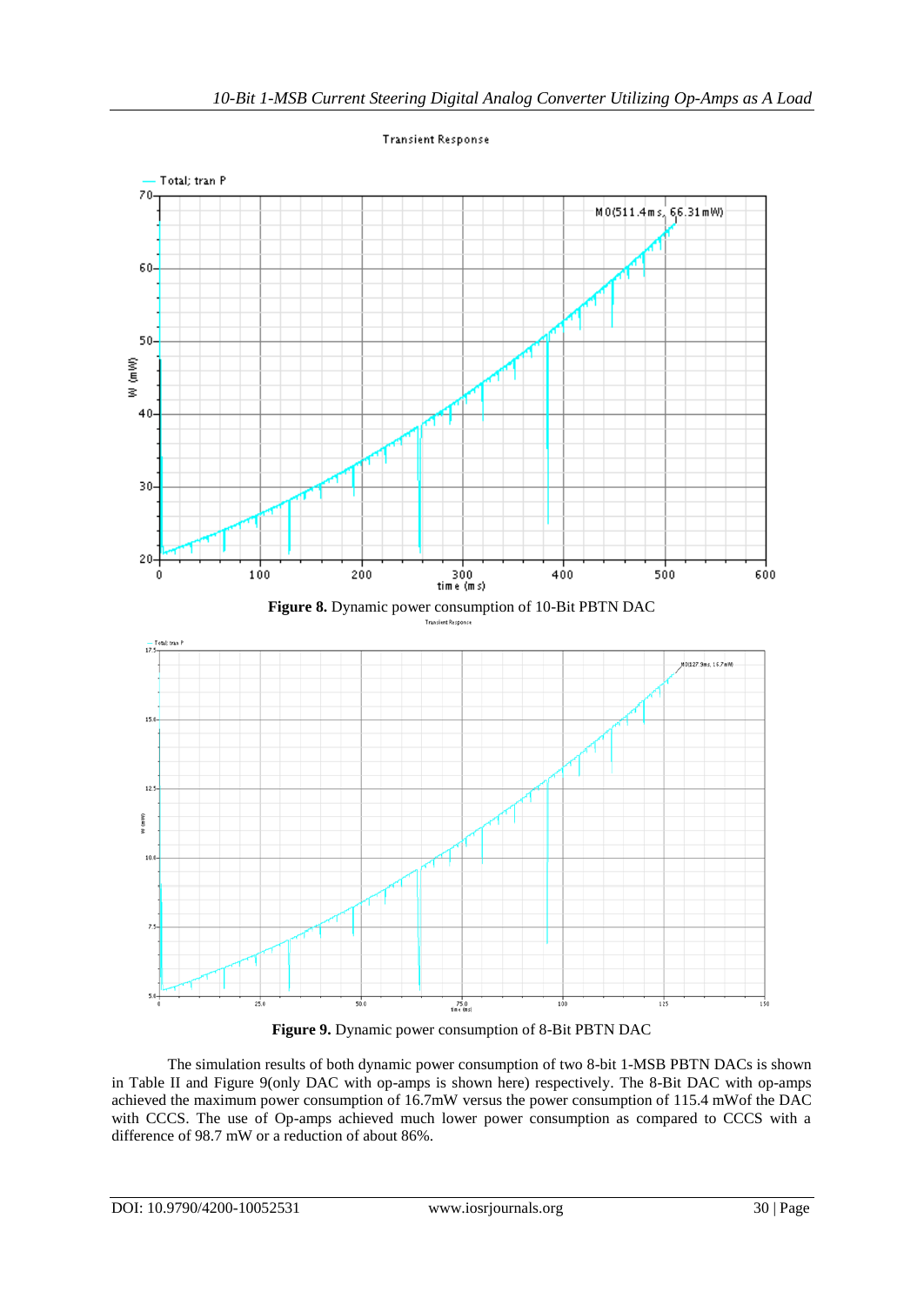**Figure 8.** Dynamic power consumption of 10-Bit PBTN DAC

**Figure 9.** Dynamic power consumption of 8-Bit PBTN DAC

The simulation results of both dynamic power consumption of two 8-bit 1-MSB PBTN DACs is shown in Table II and Figure 9(only DAC with op-amps is shown here) respectively. The 8-Bit DAC with op-amps achieved the maximum power consumption of 16.7mW versus the power consumption of 115.4 mWof the DAC with CCCS. The use of Op-amps achieved much lower power consumption as compared to CCCS with a difference of 98.7 mW or a reduction of about 86%.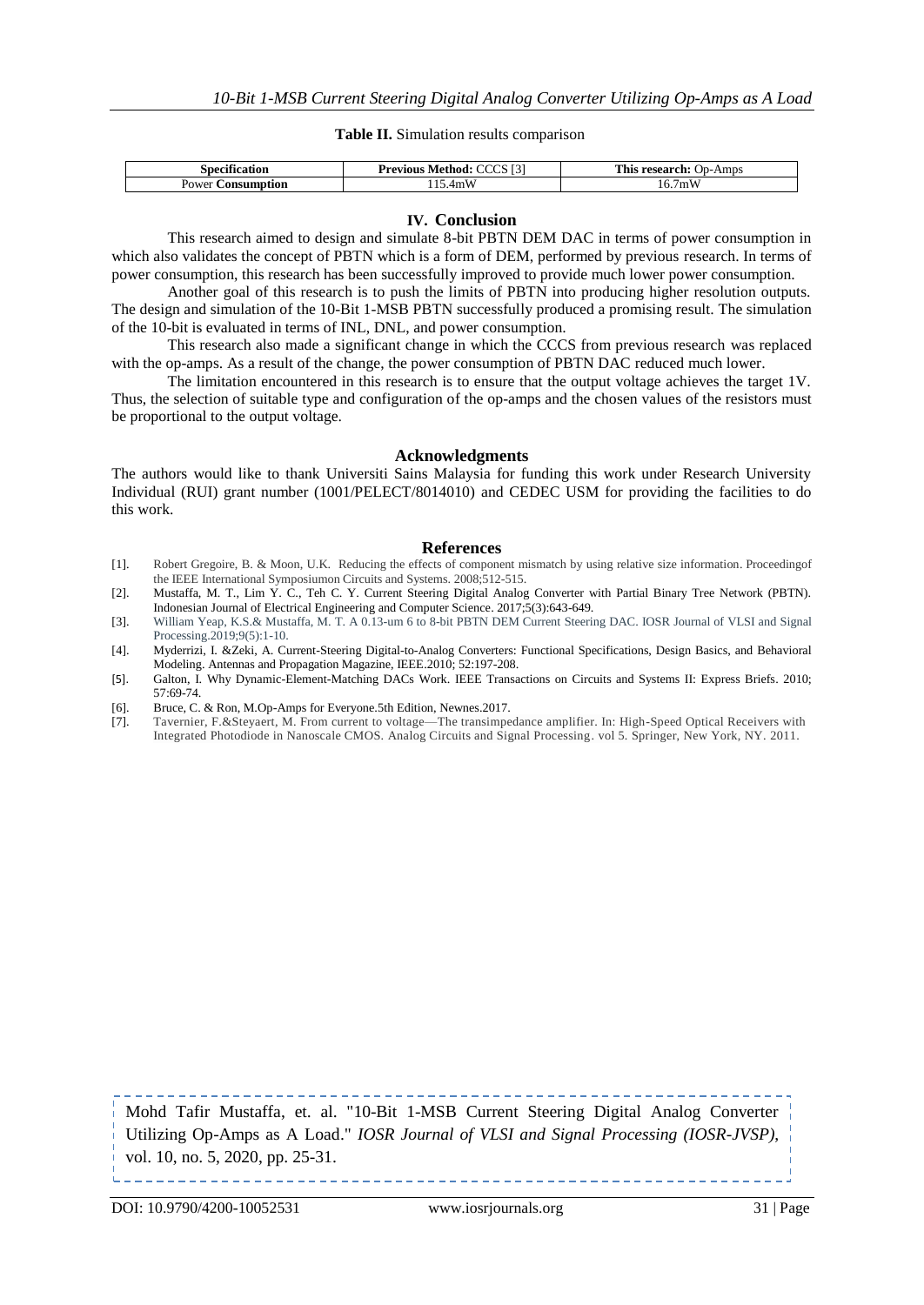**Table II.** Simulation results comparison

| Specification | **Previous Method:** CCCS [3] | **This research:** Op-Amps |
|---|---|---|
| Power **Consumption** | 115.4mW | 16.7mW |

## IV. Conclusion

This research aimed to design and simulate 8-bit PBTN DEM DAC in terms of power consumption in which also validates the concept of PBTN which is a form of DEM, performed by previous research. In terms of power consumption, this research has been successfully improved to provide much lower power consumption.

Another goal of this research is to push the limits of PBTN into producing higher resolution outputs. The design and simulation of the 10-Bit 1-MSB PBTN successfully produced a promising result. The simulation of the 10-bit is evaluated in terms of INL, DNL, and power consumption.

This research also made a significant change in which the CCCS from previous research was replaced with the op-amps. As a result of the change, the power consumption of PBTN DAC reduced much lower.

The limitation encountered in this research is to ensure that the output voltage achieves the target 1V. Thus, the selection of suitable type and configuration of the op-amps and the chosen values of the resistors must be proportional to the output voltage.

## Acknowledgments

The authors would like to thank Universiti Sains Malaysia for funding this work under Research University Individual (RUI) grant number (1001/PELECT/8014010) and CEDEC USM for providing the facilities to do this work.

## References

[1]. Robert Gregoire, B. & Moon, U.K. Reducing the effects of component mismatch by using relative size information. Proceedingof the IEEE International Symposiumon Circuits and Systems. 2008;512-515.

[2]. Mustaffa, M. T., Lim Y. C., Teh C. Y. Current Steering Digital Analog Converter with Partial Binary Tree Network (PBTN). Indonesian Journal of Electrical Engineering and Computer Science. 2017;5(3):643-649.

[3]. William Yeap, K.S.& Mustaffa, M. T. A 0.13-um 6 to 8-bit PBTN DEM Current Steering DAC. IOSR Journal of VLSI and Signal Processing.2019;9(5):1-10.

[4]. Myderrizi, I. &Zeki, A. Current-Steering Digital-to-Analog Converters: Functional Specifications, Design Basics, and Behavioral Modeling. Antennas and Propagation Magazine, IEEE.2010; 52:197-208.

[5]. Galton, I. Why Dynamic-Element-Matching DACs Work. IEEE Transactions on Circuits and Systems II: Express Briefs. 2010; 57:69-74.

[6]. Bruce, C. & Ron, M.Op-Amps for Everyone.5th Edition, Newnes.2017.

[7]. Tavernier, F.&Steyaert, M. From current to voltage—The transimpedance amplifier. In: High-Speed Optical Receivers with Integrated Photodiode in Nanoscale CMOS. Analog Circuits and Signal Processing. vol 5. Springer, New York, NY. 2011.

Mohd Tafir Mustaffa, et. al. "10-Bit 1-MSB Current Steering Digital Analog Converter Utilizing Op-Amps as A Load." *IOSR Journal of VLSI and Signal Processing (IOSR-JVSP)*, vol. 10, no. 5, 2020, pp. 25-31.